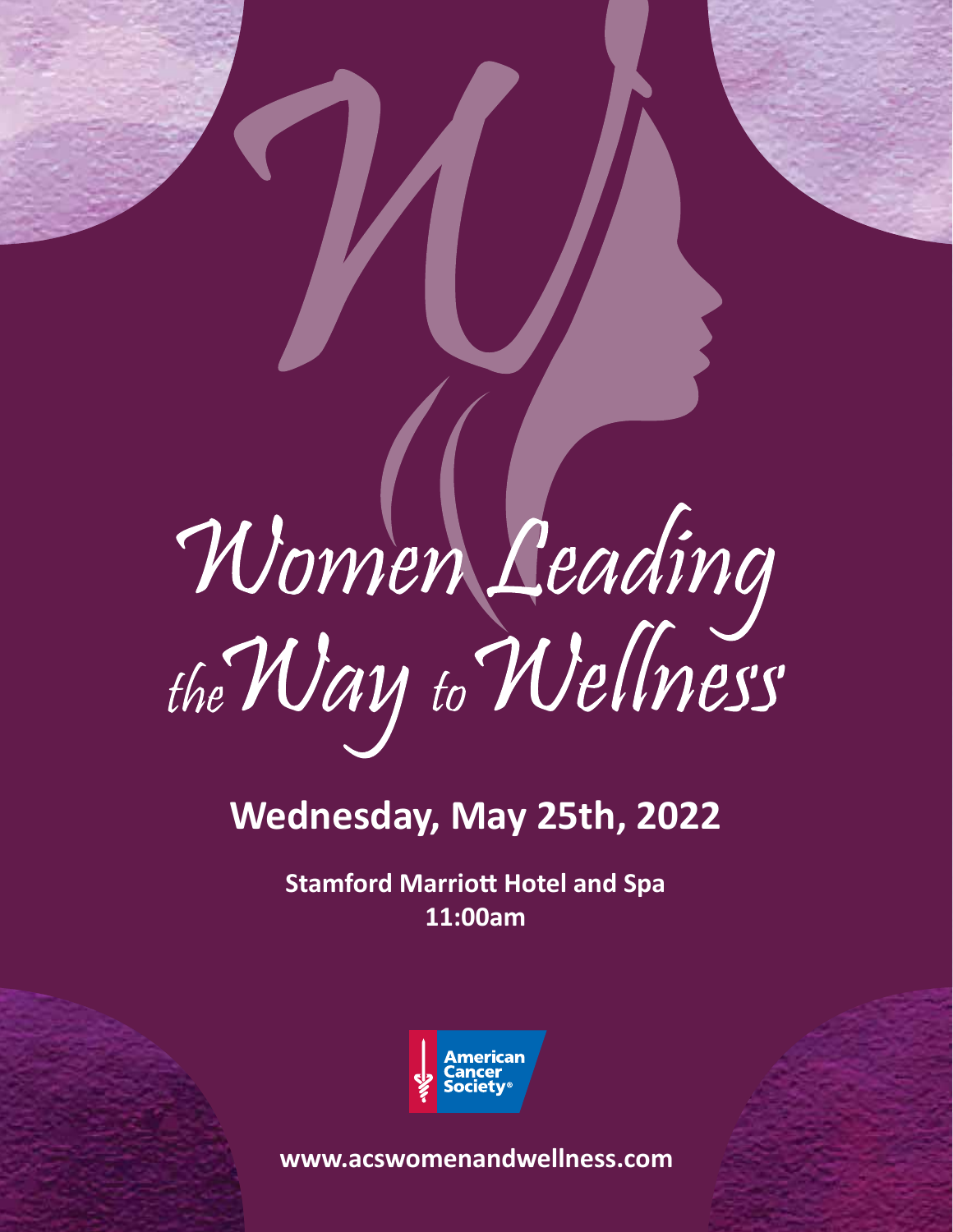# Women Leading the Way to Wellness

## Wednesday, May 25th, 2022

**Stamford Marriott Hotel and Spa**
**11:00am**

American Cancer Society®

**www.acswomenandwellness.com**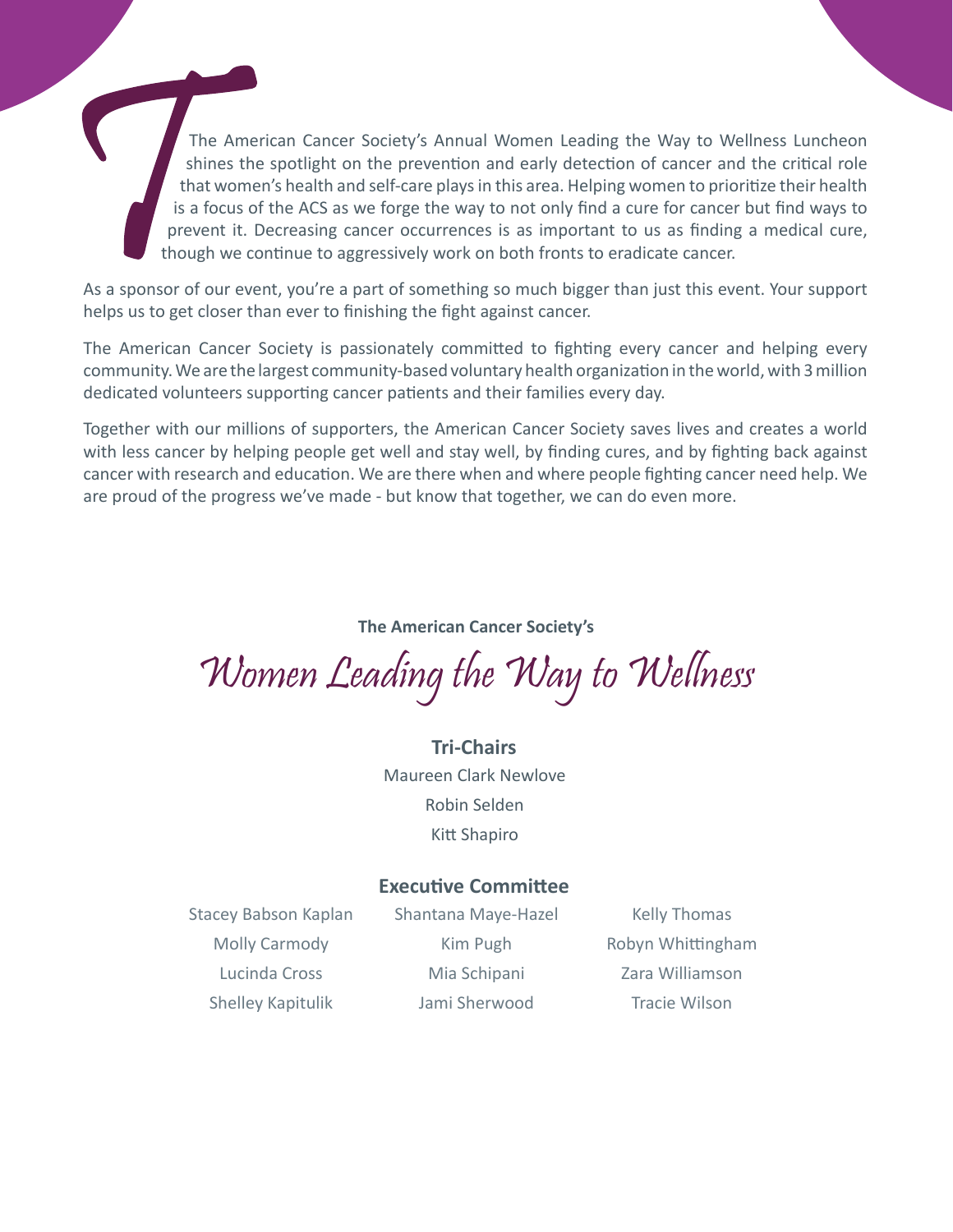The American Cancer Society's Annual Women Leading the Way to Wellness Luncheon shines the spotlight on the prevention and early detection of cancer and the critical role that women's health and self-care plays in this area. Helping women to prioritize their health is a focus of the ACS as we forge the way to not only find a cure for cancer but find ways to prevent it. Decreasing cancer occurrences is as important to us as finding a medical cure, though we continue to aggressively work on both fronts to eradicate cancer.

As a sponsor of our event, you're a part of something so much bigger than just this event. Your support helps us to get closer than ever to finishing the fight against cancer.

The American Cancer Society is passionately committed to fighting every cancer and helping every community. We are the largest community-based voluntary health organization in the world, with 3 million dedicated volunteers supporting cancer patients and their families every day.

Together with our millions of supporters, the American Cancer Society saves lives and creates a world with less cancer by helping people get well and stay well, by finding cures, and by fighting back against cancer with research and education. We are there when and where people fighting cancer need help. We are proud of the progress we've made - but know that together, we can do even more.

**The American Cancer Society's**

# *Women Leading the Way to Wellness*

### Tri-Chairs

Maureen Clark Newlove

Robin Selden

Kitt Shapiro

### Executive Committee

Stacey Babson Kaplan

Molly Carmody

Lucinda Cross

Shelley Kapitulik

Shantana Maye-Hazel

Kim Pugh

Mia Schipani

Jami Sherwood

Kelly Thomas

Robyn Whittingham

Zara Williamson

Tracie Wilson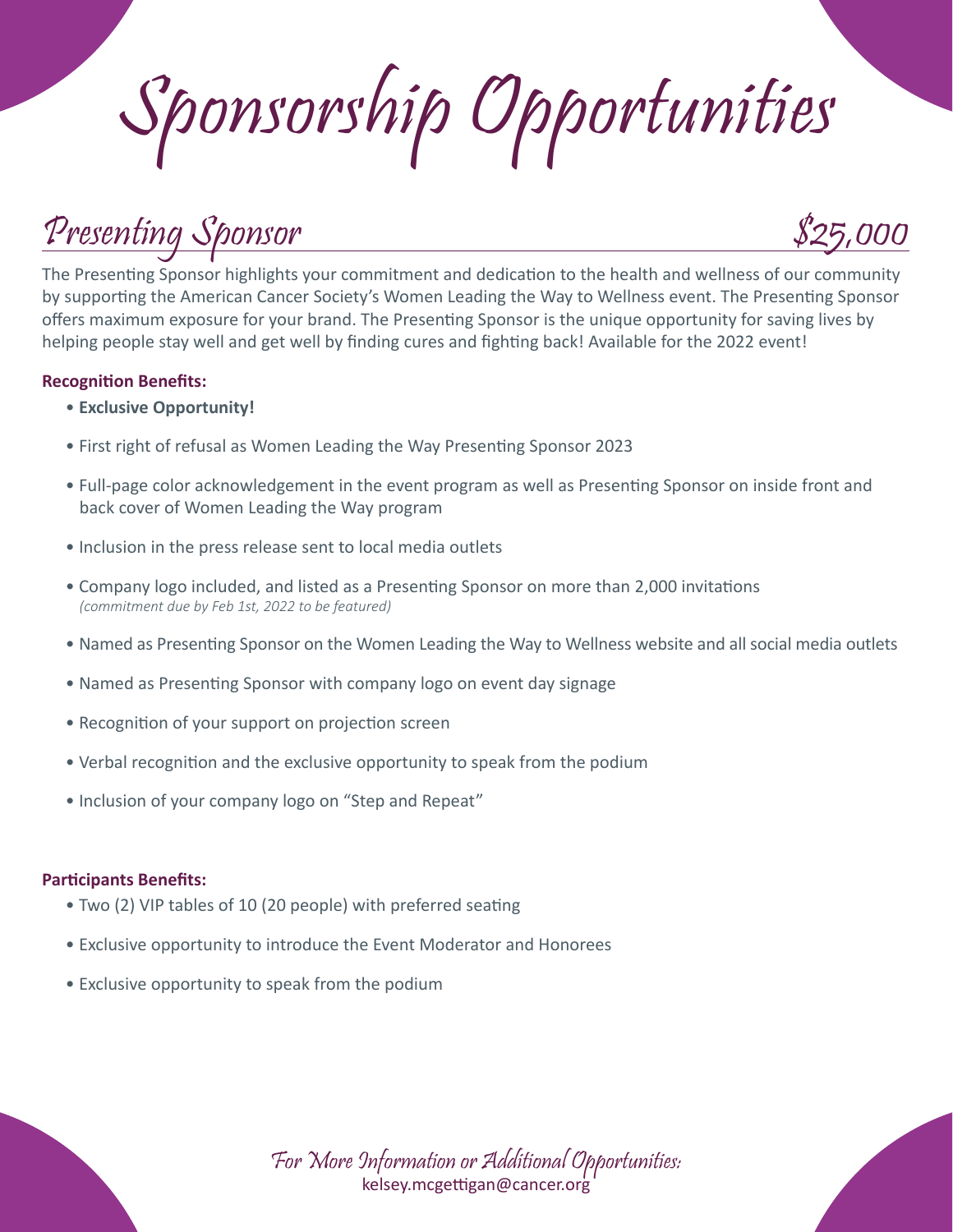# Sponsorship Opportunities

## Presenting Sponsor — $25,000

The Presenting Sponsor highlights your commitment and dedication to the health and wellness of our community by supporting the American Cancer Society's Women Leading the Way to Wellness event. The Presenting Sponsor offers maximum exposure for your brand. The Presenting Sponsor is the unique opportunity for saving lives by helping people stay well and get well by finding cures and fighting back! Available for the 2022 event!

**Recognition Benefits:**

- **Exclusive Opportunity!**
- First right of refusal as Women Leading the Way Presenting Sponsor 2023
- Full-page color acknowledgement in the event program as well as Presenting Sponsor on inside front and back cover of Women Leading the Way program
- Inclusion in the press release sent to local media outlets
- Company logo included, and listed as a Presenting Sponsor on more than 2,000 invitations *(commitment due by Feb 1st, 2022 to be featured)*
- Named as Presenting Sponsor on the Women Leading the Way to Wellness website and all social media outlets
- Named as Presenting Sponsor with company logo on event day signage
- Recognition of your support on projection screen
- Verbal recognition and the exclusive opportunity to speak from the podium
- Inclusion of your company logo on "Step and Repeat"

**Participants Benefits:**

- Two (2) VIP tables of 10 (20 people) with preferred seating
- Exclusive opportunity to introduce the Event Moderator and Honorees
- Exclusive opportunity to speak from the podium

*For More Information or Additional Opportunities:*
kelsey.mcgettigan@cancer.org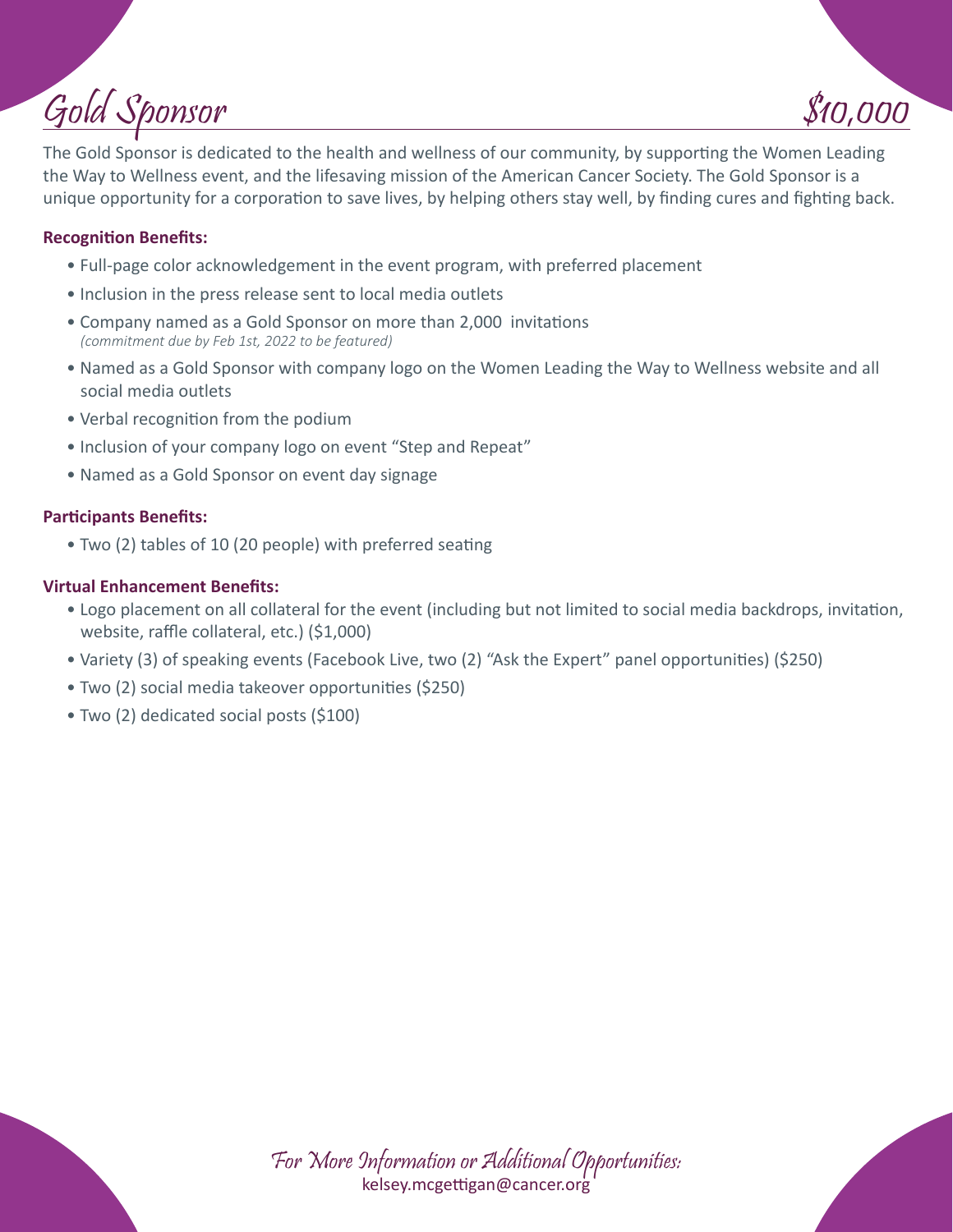# Gold Sponsor $10,000

The Gold Sponsor is dedicated to the health and wellness of our community, by supporting the Women Leading the Way to Wellness event, and the lifesaving mission of the American Cancer Society. The Gold Sponsor is a unique opportunity for a corporation to save lives, by helping others stay well, by finding cures and fighting back.

**Recognition Benefits:**

- Full-page color acknowledgement in the event program, with preferred placement
- Inclusion in the press release sent to local media outlets
- Company named as a Gold Sponsor on more than 2,000 invitations
  *(commitment due by Feb 1st, 2022 to be featured)*
- Named as a Gold Sponsor with company logo on the Women Leading the Way to Wellness website and all social media outlets
- Verbal recognition from the podium
- Inclusion of your company logo on event "Step and Repeat"
- Named as a Gold Sponsor on event day signage

**Participants Benefits:**

- Two (2) tables of 10 (20 people) with preferred seating

**Virtual Enhancement Benefits:**

- Logo placement on all collateral for the event (including but not limited to social media backdrops, invitation, website, raffle collateral, etc.) ($1,000)
- Variety (3) of speaking events (Facebook Live, two (2) "Ask the Expert" panel opportunities) ($250)
- Two (2) social media takeover opportunities ($250)
- Two (2) dedicated social posts ($100)

*For More Information or Additional Opportunities:*
kelsey.mcgettigan@cancer.org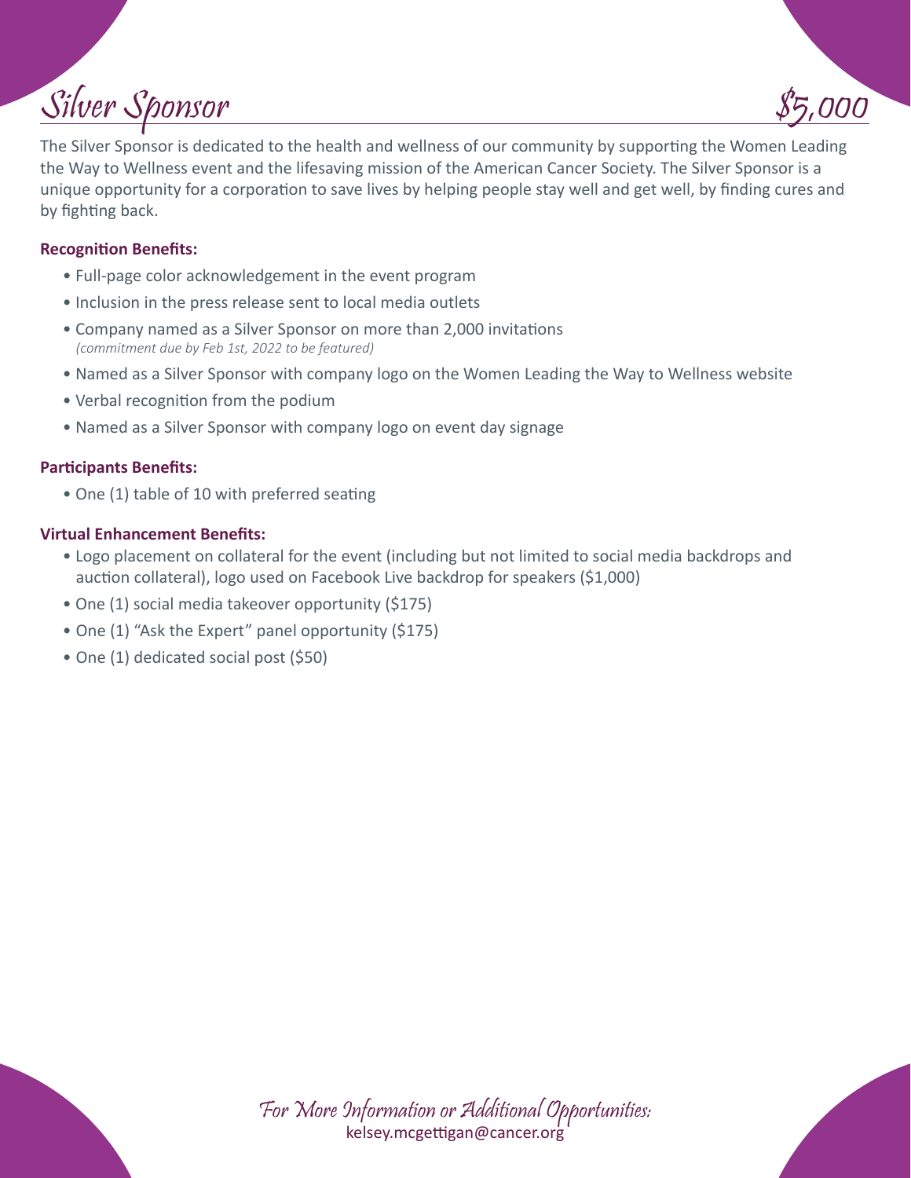# Silver Sponsor $5,000

The Silver Sponsor is dedicated to the health and wellness of our community by supporting the Women Leading the Way to Wellness event and the lifesaving mission of the American Cancer Society. The Silver Sponsor is a unique opportunity for a corporation to save lives by helping people stay well and get well, by finding cures and by fighting back.

**Recognition Benefits:**

- Full-page color acknowledgement in the event program
- Inclusion in the press release sent to local media outlets
- Company named as a Silver Sponsor on more than 2,000 invitations
  *(commitment due by Feb 1st, 2022 to be featured)*
- Named as a Silver Sponsor with company logo on the Women Leading the Way to Wellness website
- Verbal recognition from the podium
- Named as a Silver Sponsor with company logo on event day signage

**Participants Benefits:**

- One (1) table of 10 with preferred seating

**Virtual Enhancement Benefits:**

- Logo placement on collateral for the event (including but not limited to social media backdrops and auction collateral), logo used on Facebook Live backdrop for speakers ($1,000)
- One (1) social media takeover opportunity ($175)
- One (1) "Ask the Expert" panel opportunity ($175)
- One (1) dedicated social post ($50)

*For More Information or Additional Opportunities:*
kelsey.mcgettigan@cancer.org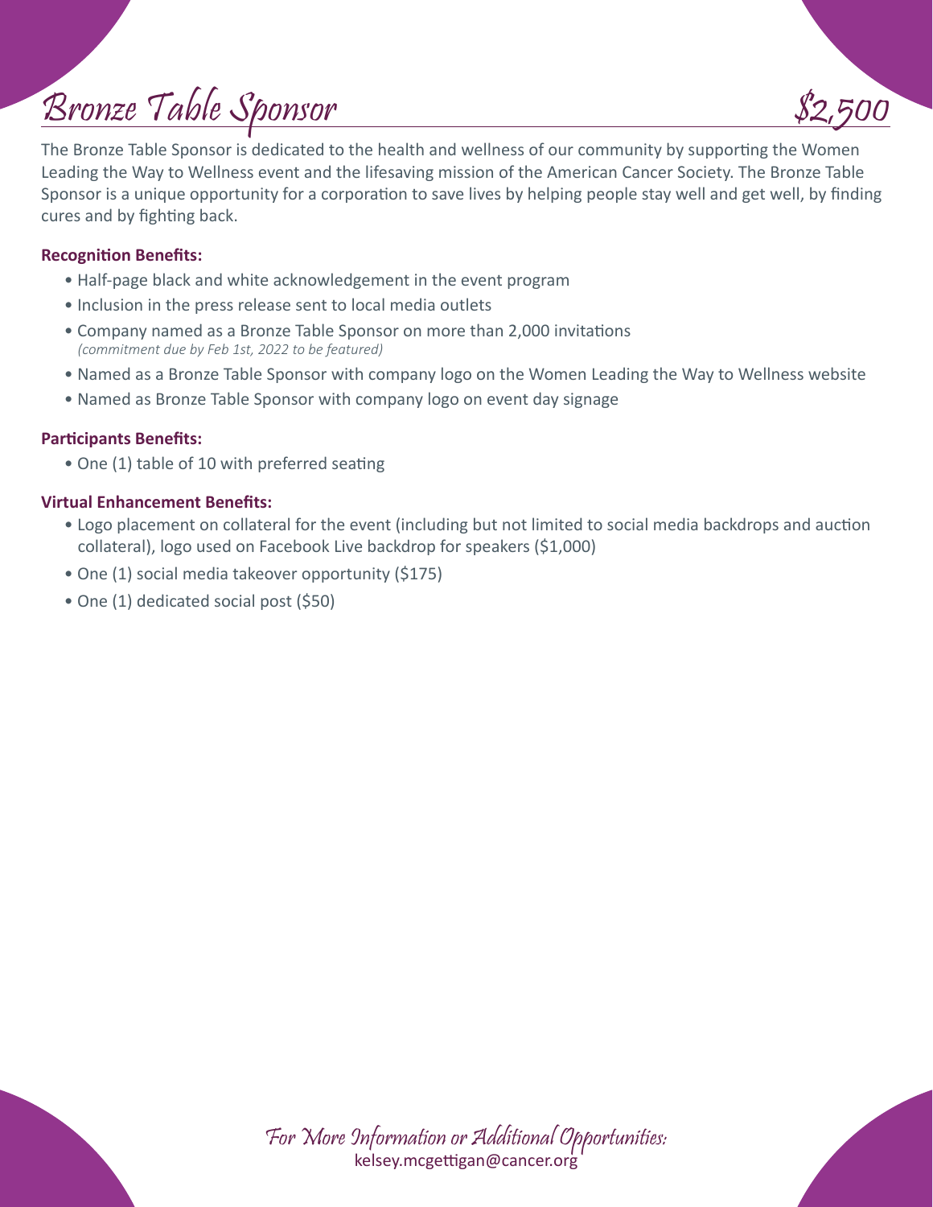# Bronze Table Sponsor $2,500

The Bronze Table Sponsor is dedicated to the health and wellness of our community by supporting the Women Leading the Way to Wellness event and the lifesaving mission of the American Cancer Society. The Bronze Table Sponsor is a unique opportunity for a corporation to save lives by helping people stay well and get well, by finding cures and by fighting back.

**Recognition Benefits:**

- Half-page black and white acknowledgement in the event program
- Inclusion in the press release sent to local media outlets
- Company named as a Bronze Table Sponsor on more than 2,000 invitations
  *(commitment due by Feb 1st, 2022 to be featured)*
- Named as a Bronze Table Sponsor with company logo on the Women Leading the Way to Wellness website
- Named as Bronze Table Sponsor with company logo on event day signage

**Participants Benefits:**

- One (1) table of 10 with preferred seating

**Virtual Enhancement Benefits:**

- Logo placement on collateral for the event (including but not limited to social media backdrops and auction collateral), logo used on Facebook Live backdrop for speakers ($1,000)
- One (1) social media takeover opportunity ($175)
- One (1) dedicated social post ($50)

*For More Information or Additional Opportunities:*
kelsey.mcgettigan@cancer.org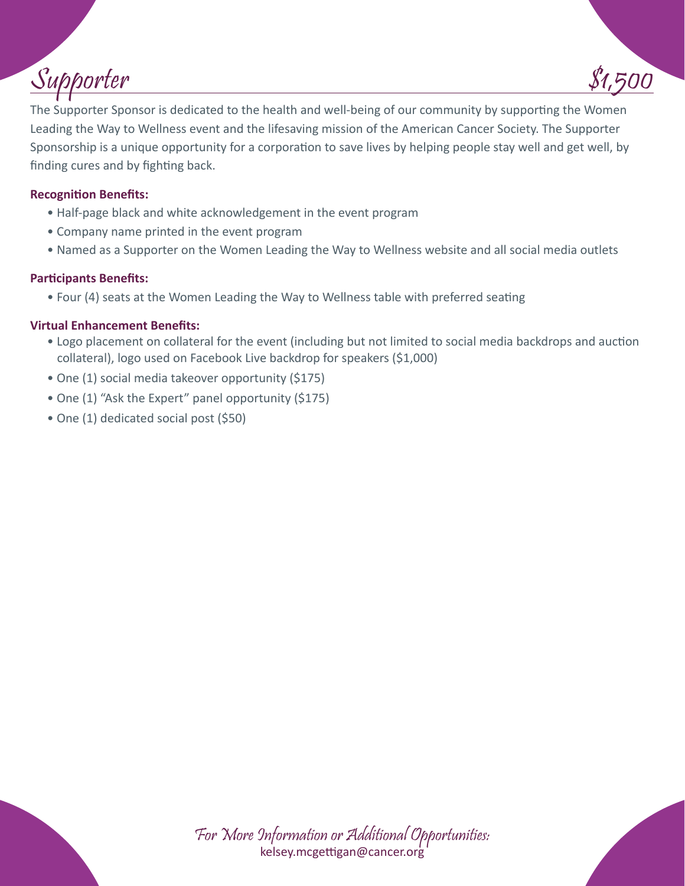# Supporter $1,500

The Supporter Sponsor is dedicated to the health and well-being of our community by supporting the Women Leading the Way to Wellness event and the lifesaving mission of the American Cancer Society. The Supporter Sponsorship is a unique opportunity for a corporation to save lives by helping people stay well and get well, by finding cures and by fighting back.

**Recognition Benefits:**

- Half-page black and white acknowledgement in the event program
- Company name printed in the event program
- Named as a Supporter on the Women Leading the Way to Wellness website and all social media outlets

**Participants Benefits:**

- Four (4) seats at the Women Leading the Way to Wellness table with preferred seating

**Virtual Enhancement Benefits:**

- Logo placement on collateral for the event (including but not limited to social media backdrops and auction collateral), logo used on Facebook Live backdrop for speakers ($1,000)
- One (1) social media takeover opportunity ($175)
- One (1) "Ask the Expert" panel opportunity ($175)
- One (1) dedicated social post ($50)

*For More Information or Additional Opportunities:*
kelsey.mcgettigan@cancer.org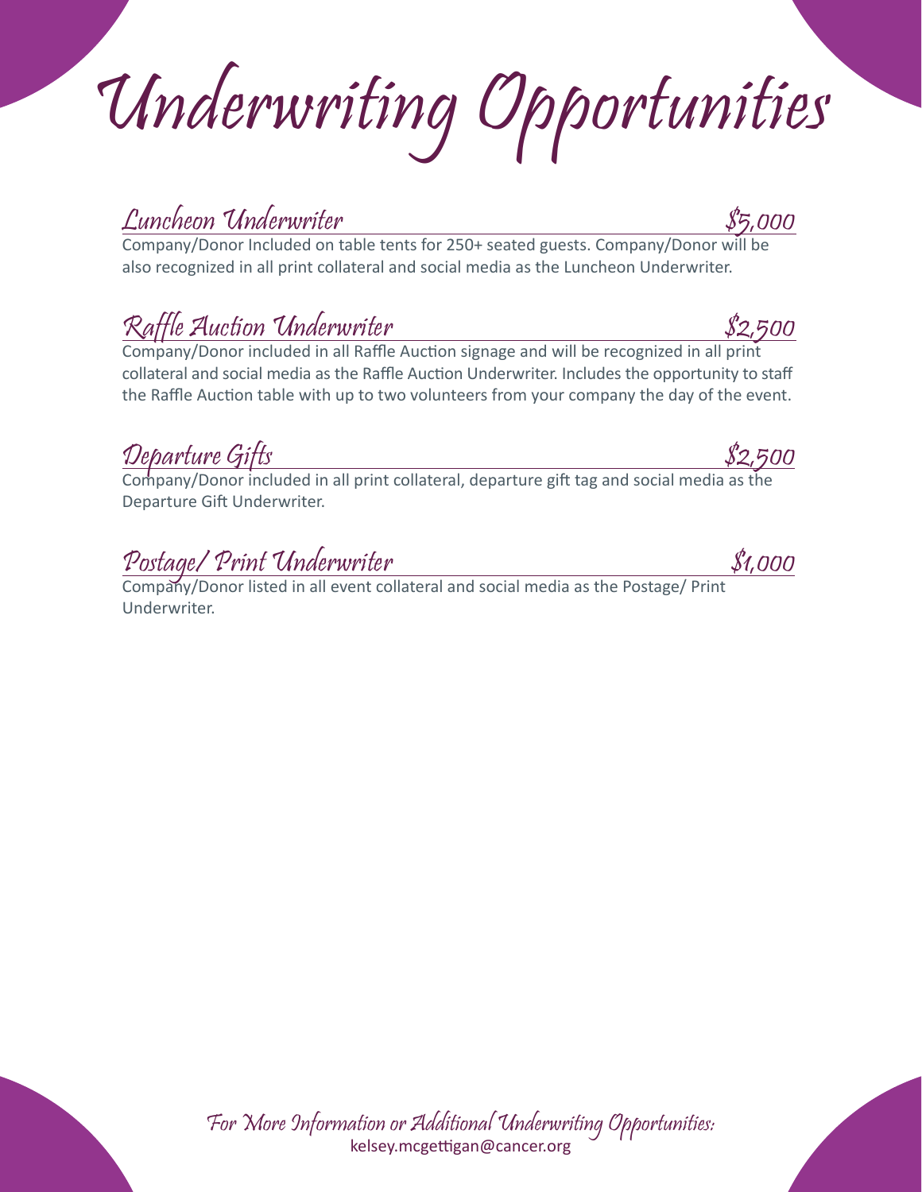# Underwriting Opportunities

## Luncheon Underwriter — $5,000

Company/Donor Included on table tents for 250+ seated guests. Company/Donor will be also recognized in all print collateral and social media as the Luncheon Underwriter.

## Raffle Auction Underwriter — $2,500

Company/Donor included in all Raffle Auction signage and will be recognized in all print collateral and social media as the Raffle Auction Underwriter. Includes the opportunity to staff the Raffle Auction table with up to two volunteers from your company the day of the event.

## Departure Gifts — $2,500

Company/Donor included in all print collateral, departure gift tag and social media as the Departure Gift Underwriter.

## Postage/ Print Underwriter — $1,000

Company/Donor listed in all event collateral and social media as the Postage/ Print Underwriter.

*For More Information or Additional Underwriting Opportunities:*
kelsey.mcgettigan@cancer.org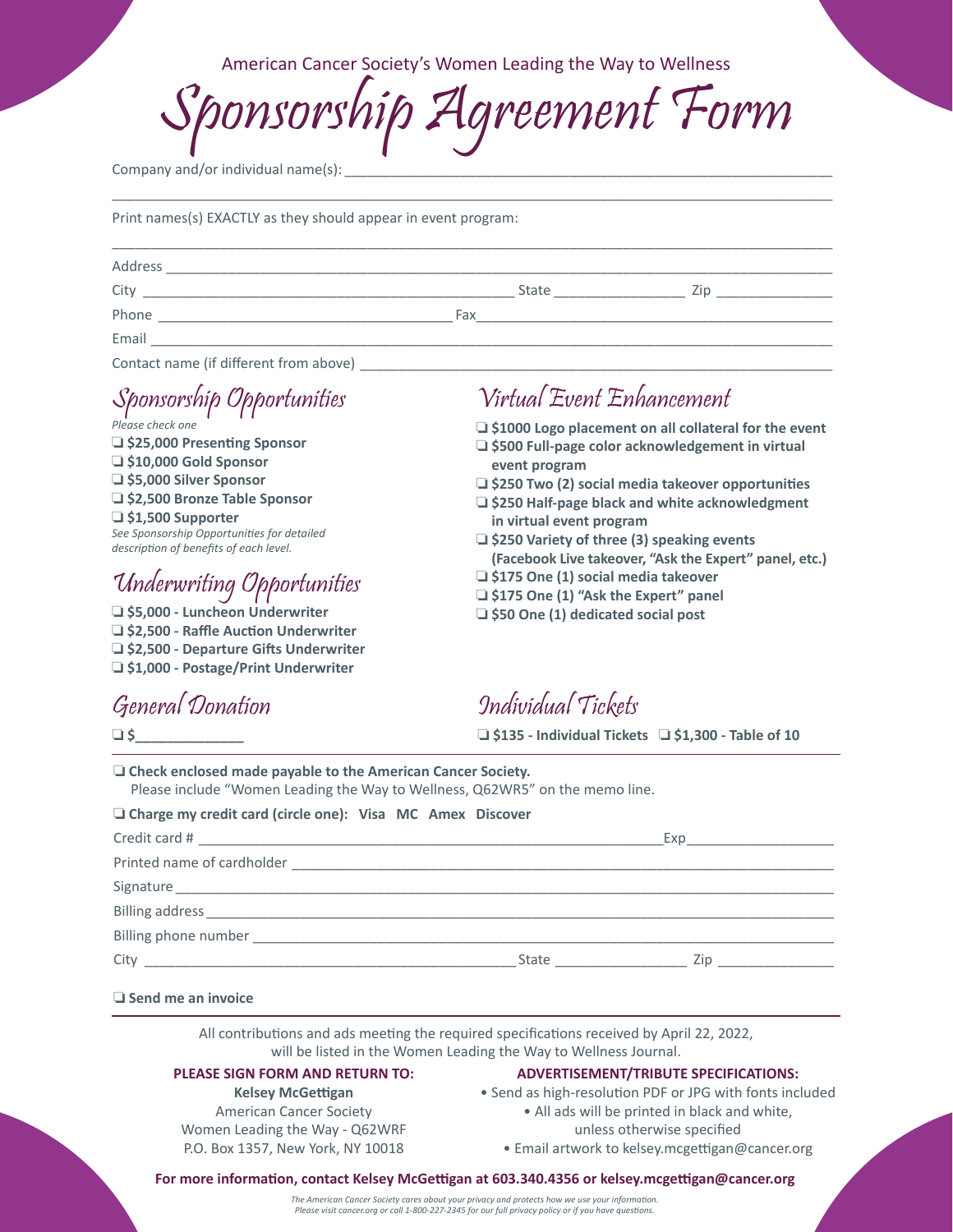American Cancer Society's Women Leading the Way to Wellness

# Sponsorship Agreement Form

Company and/or individual name(s): ___________________________________________

___________________________________________________________________

Print names(s) EXACTLY as they should appear in event program:

___________________________________________________________________

Address ___________________________________________________________

City ______________________________ State ____________ Zip ____________

Phone ________________________ Fax ________________________________

Email _____________________________________________________________

Contact name (if different from above) _____________________________________

## Sponsorship Opportunities

*Please check one*

- ❑ **$25,000 Presenting Sponsor**
- ❑ **$10,000 Gold Sponsor**
- ❑ **$5,000 Silver Sponsor**
- ❑ **$2,500 Bronze Table Sponsor**
- ❑ **$1,500 Supporter**

*See Sponsorship Opportunities for detailed description of benefits of each level.*

## Underwriting Opportunities

- ❑ **$5,000 - Luncheon Underwriter**
- ❑ **$2,500 - Raffle Auction Underwriter**
- ❑ **$2,500 - Departure Gifts Underwriter**
- ❑ **$1,000 - Postage/Print Underwriter**

## General Donation

❑ **$____________**

## Virtual Event Enhancement

- ❑ **$1000 Logo placement on all collateral for the event**
- ❑ **$500 Full-page color acknowledgement in virtual event program**
- ❑ **$250 Two (2) social media takeover opportunities**
- ❑ **$250 Half-page black and white acknowledgment in virtual event program**
- ❑ **$250 Variety of three (3) speaking events (Facebook Live takeover, "Ask the Expert" panel, etc.)**
- ❑ **$175 One (1) social media takeover**
- ❑ **$175 One (1) "Ask the Expert" panel**
- ❑ **$50 One (1) dedicated social post**

## Individual Tickets

❑ **$135 - Individual Tickets** ❑ **$1,300 - Table of 10**

---

❑ **Check enclosed made payable to the American Cancer Society.**
Please include "Women Leading the Way to Wellness, Q62WR5" on the memo line.

❑ **Charge my credit card (circle one): Visa MC Amex Discover**

Credit card # ____________________________________________ Exp ____________

Printed name of cardholder ______________________________________________

Signature ________________________________________________________

Billing address ____________________________________________________

Billing phone number _______________________________________________

City ______________________________ State ____________ Zip ____________

❑ **Send me an invoice**

---

All contributions and ads meeting the required specifications received by April 22, 2022, will be listed in the Women Leading the Way to Wellness Journal.

**PLEASE SIGN FORM AND RETURN TO:**

**Kelsey McGettigan**
American Cancer Society
Women Leading the Way - Q62WRF
P.O. Box 1357, New York, NY 10018

**ADVERTISEMENT/TRIBUTE SPECIFICATIONS:**

- Send as high-resolution PDF or JPG with fonts included
- All ads will be printed in black and white, unless otherwise specified
- Email artwork to kelsey.mcgettigan@cancer.org

**For more information, contact Kelsey McGettigan at 603.340.4356 or kelsey.mcgettigan@cancer.org**

*The American Cancer Society cares about your privacy and protects how we use your information. Please visit cancer.org or call 1-800-227-2345 for our full privacy policy or if you have questions.*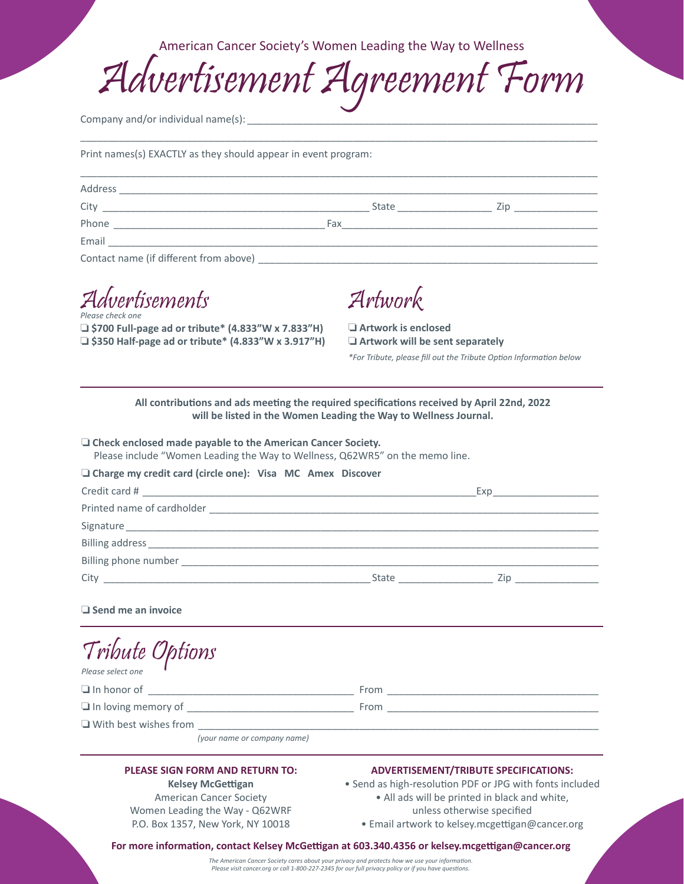American Cancer Society's Women Leading the Way to Wellness

# Advertisement Agreement Form

Company and/or individual name(s): ______________________________________________

______________________________________________

Print names(s) EXACTLY as they should appear in event program:

______________________________________________

Address ______________________________________________

City ____________________ State ____________ Zip ____________

Phone ____________________ Fax ____________________

Email ______________________________________________

Contact name (if different from above) ______________________________

## Advertisements

*Please check one*

❑ **$700 Full-page ad or tribute* (4.833"W x 7.833"H)**
❑ **$350 Half-page ad or tribute* (4.833"W x 3.917"H)**

## Artwork

❑ **Artwork is enclosed**
❑ **Artwork will be sent separately**

*\*For Tribute, please fill out the Tribute Option Information below*

---

**All contributions and ads meeting the required specifications received by April 22nd, 2022 will be listed in the Women Leading the Way to Wellness Journal.**

❑ **Check enclosed made payable to the American Cancer Society.**
Please include "Women Leading the Way to Wellness, Q62WR5" on the memo line.

❑ **Charge my credit card (circle one): Visa MC Amex Discover**

Credit card # ______________________________ Exp ____________

Printed name of cardholder ______________________________

Signature ______________________________

Billing address ______________________________

Billing phone number ______________________________

City ____________________ State ____________ Zip ____________

❑ **Send me an invoice**

---

## Tribute Options

*Please select one*

❑ In honor of ____________________ From ____________________

❑ In loving memory of ____________________ From ____________________

❑ With best wishes from ______________________________
*(your name or company name)*

---

**PLEASE SIGN FORM AND RETURN TO:**
**Kelsey McGettigan**
American Cancer Society
Women Leading the Way - Q62WRF
P.O. Box 1357, New York, NY 10018

**ADVERTISEMENT/TRIBUTE SPECIFICATIONS:**
- Send as high-resolution PDF or JPG with fonts included
- All ads will be printed in black and white, unless otherwise specified
- Email artwork to kelsey.mcgettigan@cancer.org

**For more information, contact Kelsey McGettigan at 603.340.4356 or kelsey.mcgettigan@cancer.org**

*The American Cancer Society cares about your privacy and protects how we use your information. Please visit cancer.org or call 1-800-227-2345 for our full privacy policy or if you have questions.*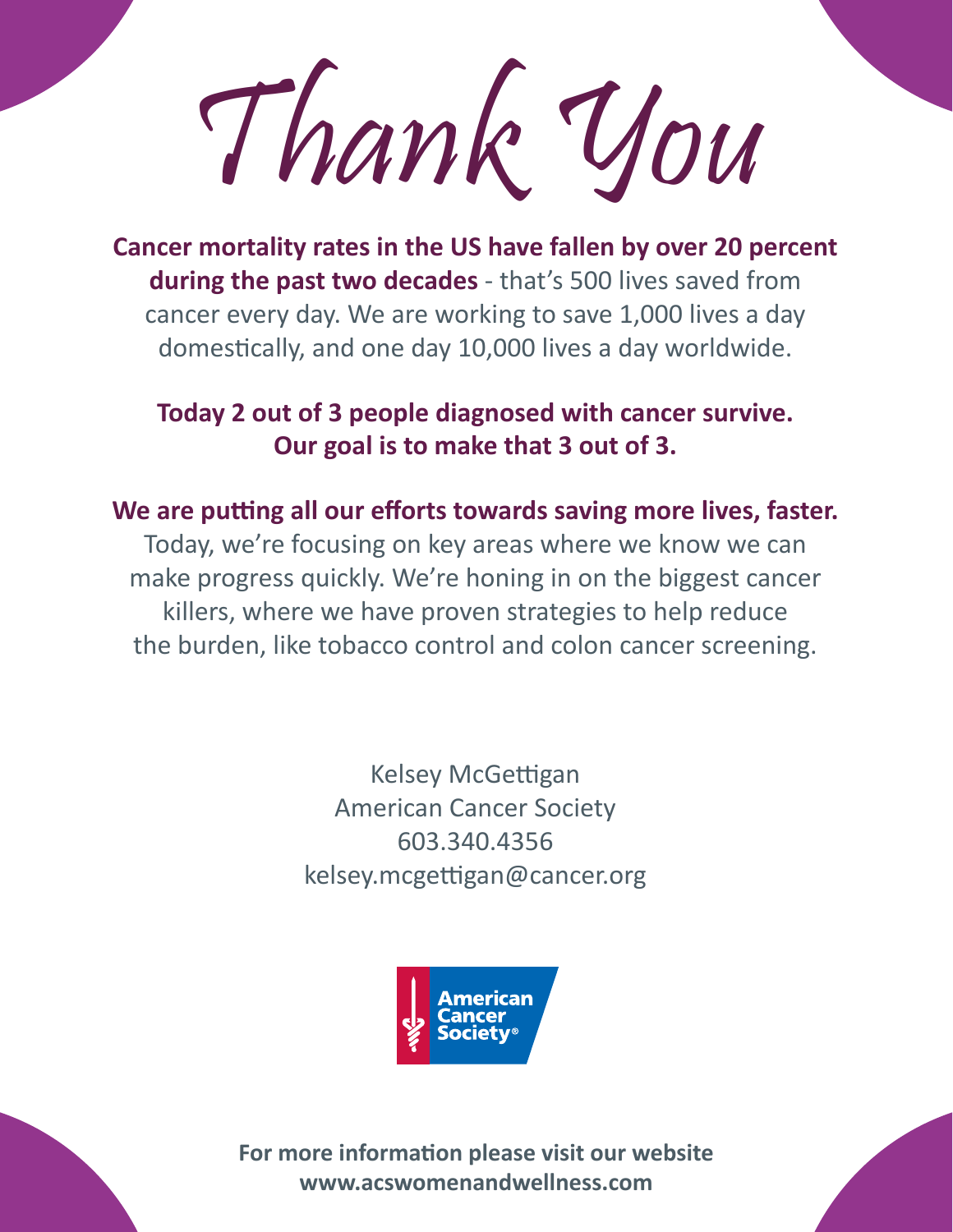# Thank You

**Cancer mortality rates in the US have fallen by over 20 percent during the past two decades** - that's 500 lives saved from cancer every day. We are working to save 1,000 lives a day domestically, and one day 10,000 lives a day worldwide.

**Today 2 out of 3 people diagnosed with cancer survive. Our goal is to make that 3 out of 3.**

**We are putting all our efforts towards saving more lives, faster.** Today, we're focusing on key areas where we know we can make progress quickly. We're honing in on the biggest cancer killers, where we have proven strategies to help reduce the burden, like tobacco control and colon cancer screening.

Kelsey McGettigan
American Cancer Society
603.340.4356
kelsey.mcgettigan@cancer.org

American Cancer Society®

**For more information please visit our website**
**www.acswomenandwellness.com**